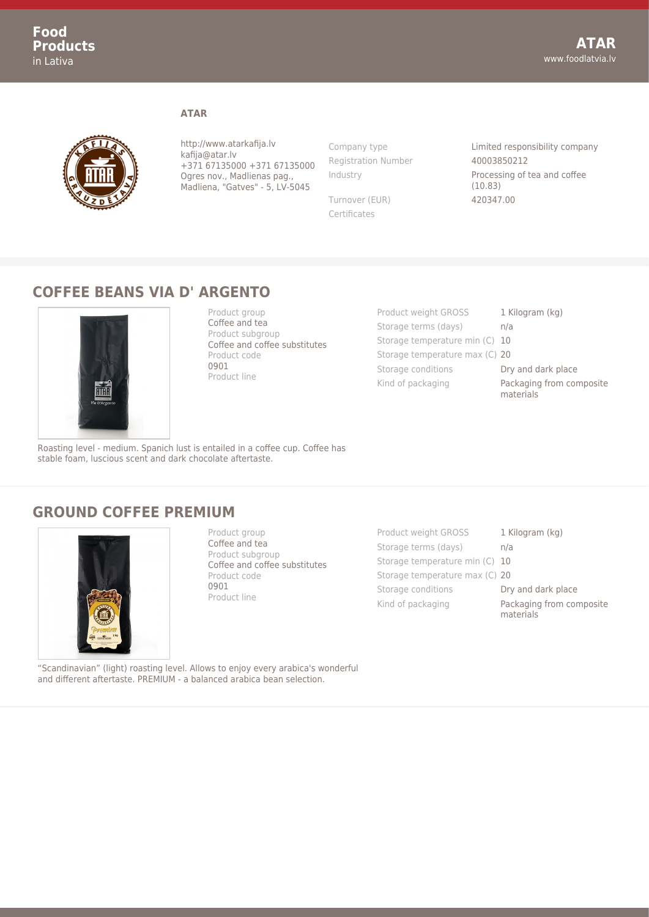## ATAR

http://www.atarkafija.lv
kafija@atar.lv
+371 67135000 +371 67135000
Ogres nov., Madlienas pag., Madliena, "Gatves" - 5, LV-5045

| | |
|---|---|
| Company type | Limited responsibility company |
| Registration Number | 40003850212 |
| Industry | Processing of tea and coffee (10.83) |
| Turnover (EUR) | 420347.00 |
| Certificates | |

## COFFEE BEANS VIA D' ARGENTO

| | |
|---|---|
| Product group | Coffee and tea |
| Product subgroup | Coffee and coffee substitutes |
| Product code | 0901 |
| Product line | |

| | |
|---|---|
| Product weight GROSS | 1 Kilogram (kg) |
| Storage terms (days) | n/a |
| Storage temperature min (C) | 10 |
| Storage temperature max (C) | 20 |
| Storage conditions | Dry and dark place |
| Kind of packaging | Packaging from composite materials |

Roasting level - medium. Spanich lust is entailed in a coffee cup. Coffee has stable foam, luscious scent and dark chocolate aftertaste.

## GROUND COFFEE PREMIUM

| | |
|---|---|
| Product group | Coffee and tea |
| Product subgroup | Coffee and coffee substitutes |
| Product code | 0901 |
| Product line | |

| | |
|---|---|
| Product weight GROSS | 1 Kilogram (kg) |
| Storage terms (days) | n/a |
| Storage temperature min (C) | 10 |
| Storage temperature max (C) | 20 |
| Storage conditions | Dry and dark place |
| Kind of packaging | Packaging from composite materials |

“Scandinavian” (light) roasting level. Allows to enjoy every arabica's wonderful and different aftertaste. PREMIUM - a balanced arabica bean selection.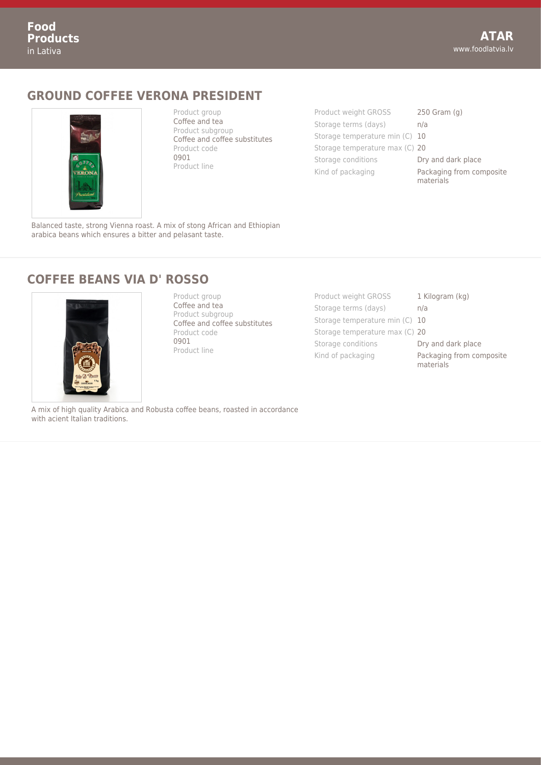## GROUND COFFEE VERONA PRESIDENT

Product group
Coffee and tea
Product subgroup
Coffee and coffee substitutes
Product code
0901
Product line

| | |
|---|---|
| Product weight GROSS | 250 Gram (g) |
| Storage terms (days) | n/a |
| Storage temperature min (C) | 10 |
| Storage temperature max (C) | 20 |
| Storage conditions | Dry and dark place |
| Kind of packaging | Packaging from composite materials |

Balanced taste, strong Vienna roast. A mix of stong African and Ethiopian arabica beans which ensures a bitter and pelasant taste.

## COFFEE BEANS VIA D' ROSSO

Product group
Coffee and tea
Product subgroup
Coffee and coffee substitutes
Product code
0901
Product line

| | |
|---|---|
| Product weight GROSS | 1 Kilogram (kg) |
| Storage terms (days) | n/a |
| Storage temperature min (C) | 10 |
| Storage temperature max (C) | 20 |
| Storage conditions | Dry and dark place |
| Kind of packaging | Packaging from composite materials |

A mix of high quality Arabica and Robusta coffee beans, roasted in accordance with acient Italian traditions.